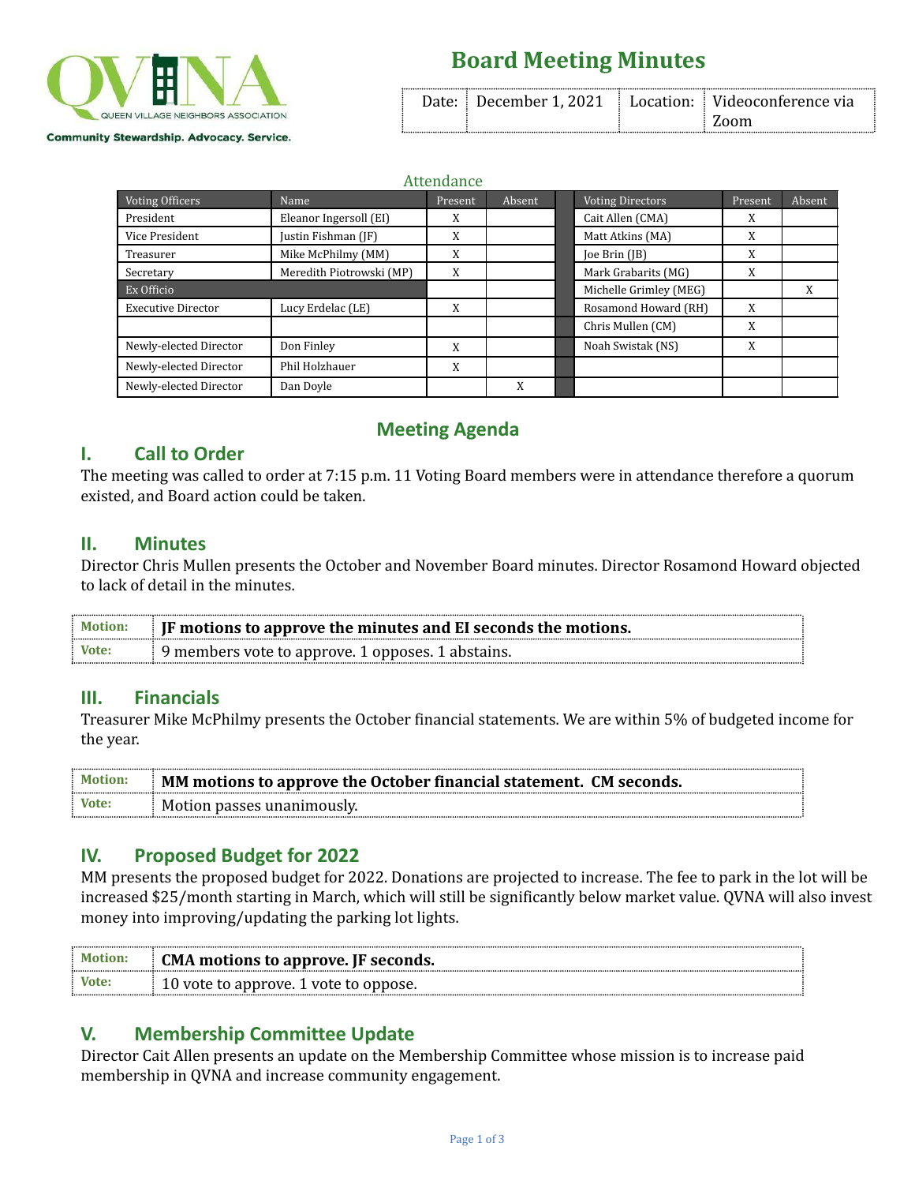QUEEN VILLAGE NEIGHBORS ASSOCIATION

Community Stewardship. Advocacy. Service.

# Board Meeting Minutes

| Date: | December 1, 2021 | Location: | Videoconference via Zoom |
|---|---|---|---|

### Attendance

| Voting Officers | Name | Present | Absent | | Voting Directors | Present | Absent |
|---|---|---|---|---|---|---|---|
| President | Eleanor Ingersoll (EI) | X | | | Cait Allen (CMA) | X | |
| Vice President | Justin Fishman (JF) | X | | | Matt Atkins (MA) | X | |
| Treasurer | Mike McPhilmy (MM) | X | | | Joe Brin (JB) | X | |
| Secretary | Meredith Piotrowski (MP) | X | | | Mark Grabarits (MG) | X | |
| Ex Officio | | | | | Michelle Grimley (MEG) | | X |
| Executive Director | Lucy Erdelac (LE) | X | | | Rosamond Howard (RH) | X | |
| | | | | | Chris Mullen (CM) | X | |
| Newly-elected Director | Don Finley | X | | | Noah Swistak (NS) | X | |
| Newly-elected Director | Phil Holzhauer | X | | | | | |
| Newly-elected Director | Dan Doyle | | X | | | | |

## Meeting Agenda

## I. Call to Order

The meeting was called to order at 7:15 p.m. 11 Voting Board members were in attendance therefore a quorum existed, and Board action could be taken.

## II. Minutes

Director Chris Mullen presents the October and November Board minutes. Director Rosamond Howard objected to lack of detail in the minutes.

| Motion: | **JF motions to approve the minutes and EI seconds the motions.** |
|---|---|
| Vote: | 9 members vote to approve. 1 opposes. 1 abstains. |

## III. Financials

Treasurer Mike McPhilmy presents the October financial statements. We are within 5% of budgeted income for the year.

| Motion: | **MM motions to approve the October financial statement. CM seconds.** |
|---|---|
| Vote: | Motion passes unanimously. |

## IV. Proposed Budget for 2022

MM presents the proposed budget for 2022. Donations are projected to increase. The fee to park in the lot will be increased $25/month starting in March, which will still be significantly below market value. QVNA will also invest money into improving/updating the parking lot lights.

| Motion: | **CMA motions to approve. JF seconds.** |
|---|---|
| Vote: | 10 vote to approve. 1 vote to oppose. |

## V. Membership Committee Update

Director Cait Allen presents an update on the Membership Committee whose mission is to increase paid membership in QVNA and increase community engagement.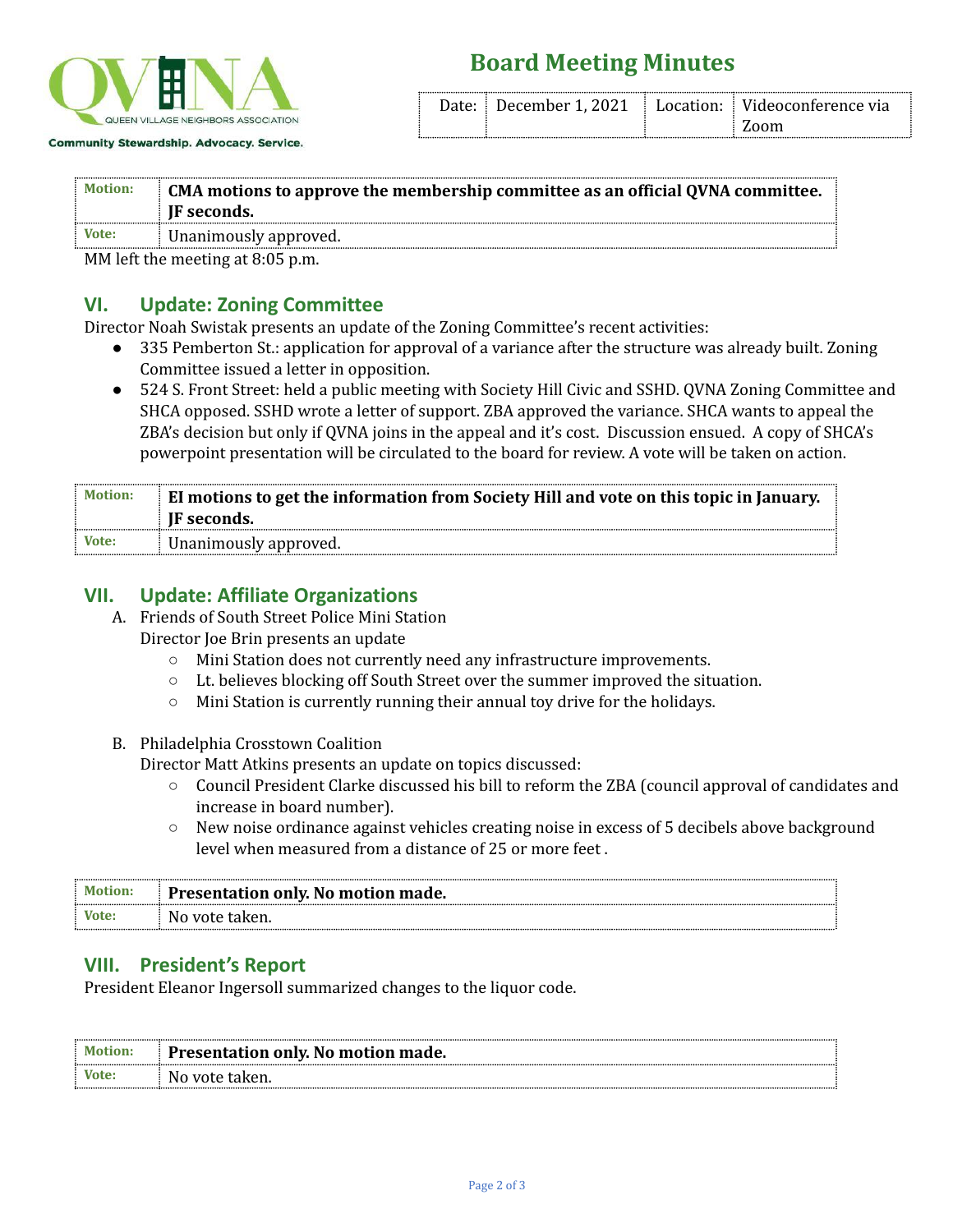# Board Meeting Minutes

| Date: | December 1, 2021 | Location: | Videoconference via Zoom |
|---|---|---|---|

| Motion: | **CMA motions to approve the membership committee as an official QVNA committee. JF seconds.** |
|---|---|
| Vote: | Unanimously approved. |

MM left the meeting at 8:05 p.m.

## VI. Update: Zoning Committee

Director Noah Swistak presents an update of the Zoning Committee's recent activities:

- 335 Pemberton St.: application for approval of a variance after the structure was already built. Zoning Committee issued a letter in opposition.
- 524 S. Front Street: held a public meeting with Society Hill Civic and SSHD. QVNA Zoning Committee and SHCA opposed. SSHD wrote a letter of support. ZBA approved the variance. SHCA wants to appeal the ZBA's decision but only if QVNA joins in the appeal and it's cost. Discussion ensued. A copy of SHCA's powerpoint presentation will be circulated to the board for review. A vote will be taken on action.

| Motion: | **EI motions to get the information from Society Hill and vote on this topic in January. JF seconds.** |
|---|---|
| Vote: | Unanimously approved. |

## VII. Update: Affiliate Organizations

A. Friends of South Street Police Mini Station
   Director Joe Brin presents an update
   - Mini Station does not currently need any infrastructure improvements.
   - Lt. believes blocking off South Street over the summer improved the situation.
   - Mini Station is currently running their annual toy drive for the holidays.

B. Philadelphia Crosstown Coalition
   Director Matt Atkins presents an update on topics discussed:
   - Council President Clarke discussed his bill to reform the ZBA (council approval of candidates and increase in board number).
   - New noise ordinance against vehicles creating noise in excess of 5 decibels above background level when measured from a distance of 25 or more feet .

| Motion: | **Presentation only. No motion made.** |
|---|---|
| Vote: | No vote taken. |

## VIII. President's Report

President Eleanor Ingersoll summarized changes to the liquor code.

| Motion: | **Presentation only. No motion made.** |
|---|---|
| Vote: | No vote taken. |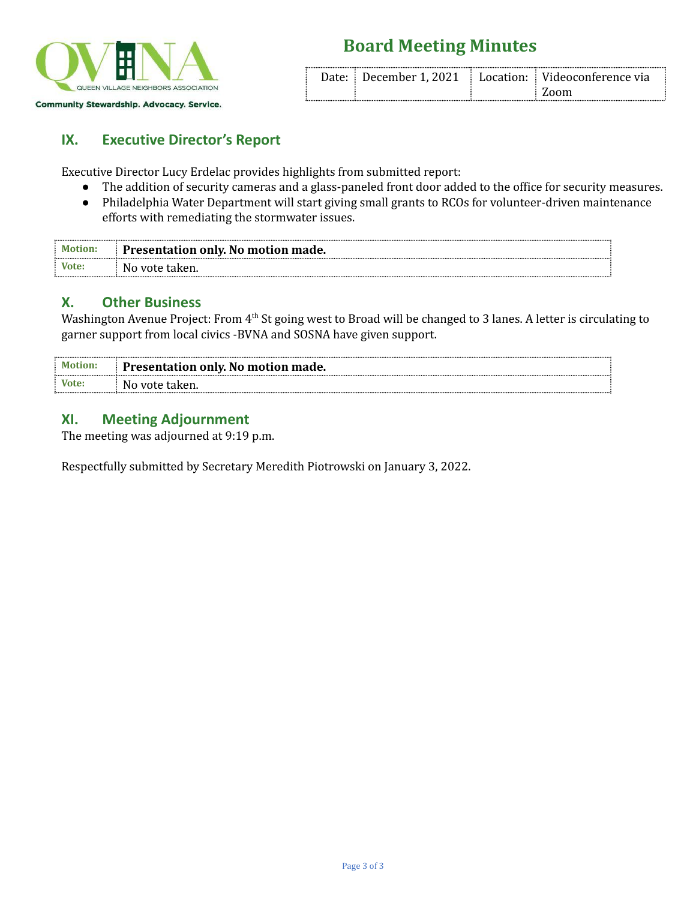# Board Meeting Minutes

| Date: | December 1, 2021 | Location: | Videoconference via Zoom |
|---|---|---|---|

## IX. Executive Director's Report

Executive Director Lucy Erdelac provides highlights from submitted report:

- The addition of security cameras and a glass-paneled front door added to the office for security measures.
- Philadelphia Water Department will start giving small grants to RCOs for volunteer-driven maintenance efforts with remediating the stormwater issues.

| | |
|---|---|
| Motion: | **Presentation only. No motion made.** |
| Vote: | No vote taken. |

## X. Other Business

Washington Avenue Project: From 4th St going west to Broad will be changed to 3 lanes. A letter is circulating to garner support from local civics -BVNA and SOSNA have given support.

| | |
|---|---|
| Motion: | **Presentation only. No motion made.** |
| Vote: | No vote taken. |

## XI. Meeting Adjournment

The meeting was adjourned at 9:19 p.m.

Respectfully submitted by Secretary Meredith Piotrowski on January 3, 2022.